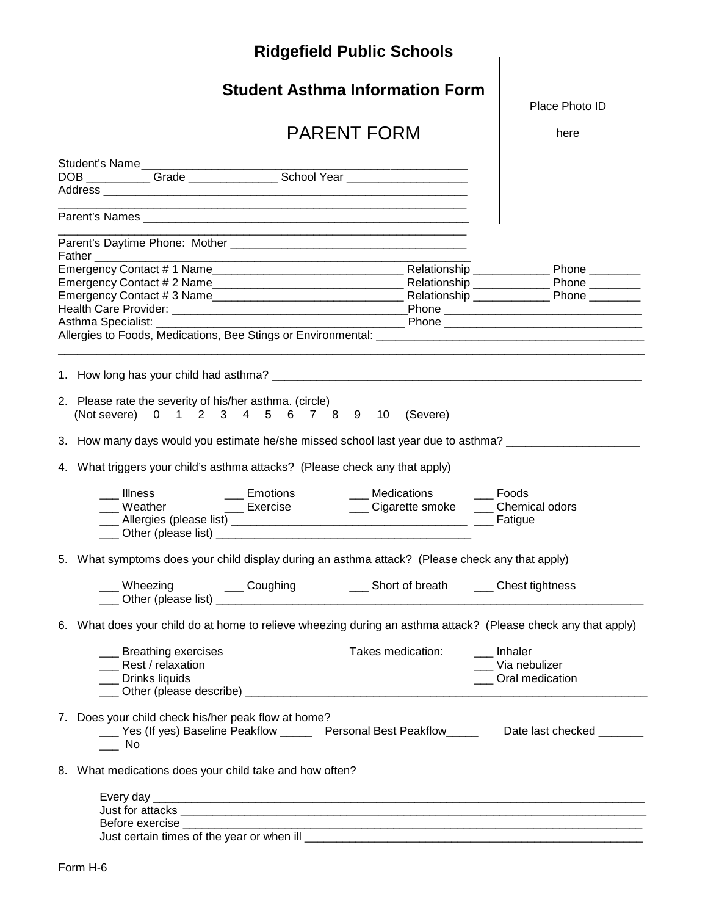# Ridgefield Public Schools

## Student Asthma Information Form

## PARENT FORM

Place Photo ID here

Student's Name ____________________________________________________

DOB __________ Grade ______________ School Year ___________________

Address __________________________________________________________

__________________________________________________________________

Parent's Names ____________________________________________________

__________________________________________________________________

Parent's Daytime Phone: Mother _____________________________________

Father ____________________________________________________________

Emergency Contact # 1 Name______________________________ Relationship ____________ Phone ________

Emergency Contact # 2 Name______________________________ Relationship ____________ Phone ________

Emergency Contact # 3 Name______________________________ Relationship ____________ Phone ________

Health Care Provider: ______________________________________Phone _______________________________

Asthma Specialist: _________________________________________ Phone _______________________________

Allergies to Foods, Medications, Bee Stings or Environmental: _________________________________________

_____________________________________________________________________________________________

1. How long has your child had asthma? ___________________________________________________________

2. Please rate the severity of his/her asthma. (circle)
   (Not severe) 0 1 2 3 4 5 6 7 8 9 10 (Severe)

3. How many days would you estimate he/she missed school last year due to asthma? ____________________

4. What triggers your child's asthma attacks? (Please check any that apply)

   ___ Illness ___ Emotions ___ Medications ___ Foods
   ___ Weather ___ Exercise ___ Cigarette smoke ___ Chemical odors
   ___ Allergies (please list) _____________________________________ ___ Fatigue
   ___ Other (please list) ________________________________________

5. What symptoms does your child display during an asthma attack? (Please check any that apply)

   ___ Wheezing ___ Coughing ___ Short of breath ___ Chest tightness
   ___ Other (please list) _______________________________________________________________________

6. What does your child do at home to relieve wheezing during an asthma attack? (Please check any that apply)

   ___ Breathing exercises Takes medication: ___ Inhaler
   ___ Rest / relaxation ___ Via nebulizer
   ___ Drinks liquids ___ Oral medication
   ___ Other (please describe) ______________________________________________________________

7. Does your child check his/her peak flow at home?
   ___ Yes (If yes) Baseline Peakflow _____ Personal Best Peakflow_____ Date last checked _______
   ___ No

8. What medications does your child take and how often?

   Every day ______________________________________________________________________________
   Just for attacks _________________________________________________________________________
   Before exercise __________________________________________________________________________
   Just certain times of the year or when ill _____________________________________________________

Form H-6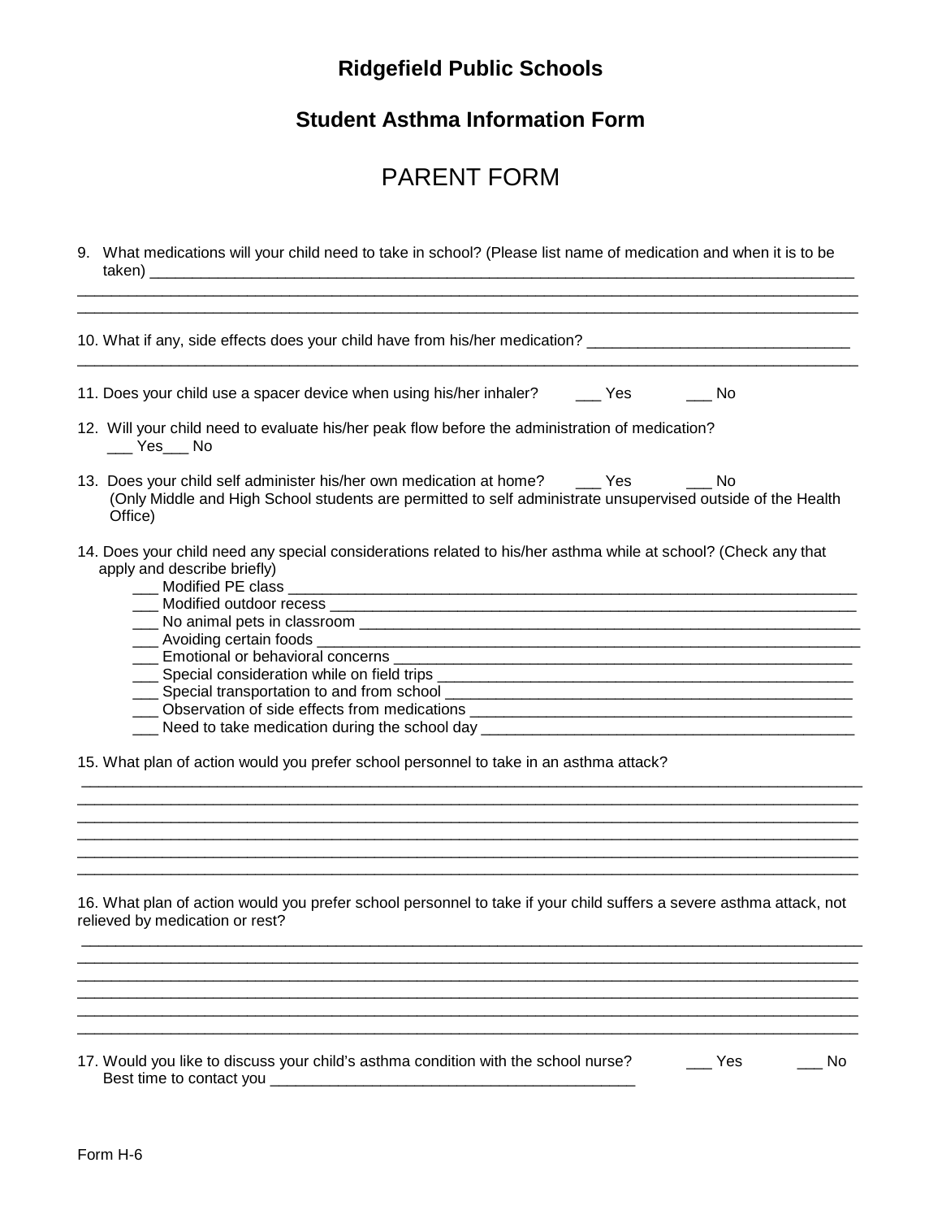# Ridgefield Public Schools

## Student Asthma Information Form

# PARENT FORM

9. What medications will your child need to take in school? (Please list name of medication and when it is to be taken) ______________________________________________________________________________________
______________________________________________________________________________________________
______________________________________________________________________________________________

10. What if any, side effects does your child have from his/her medication? ______________________________
______________________________________________________________________________________________

11. Does your child use a spacer device when using his/her inhaler? ___ Yes ___ No

12. Will your child need to evaluate his/her peak flow before the administration of medication?
___ Yes___ No

13. Does your child self administer his/her own medication at home? ___ Yes ___ No
(Only Middle and High School students are permitted to self administrate unsupervised outside of the Health Office)

14. Does your child need any special considerations related to his/her asthma while at school? (Check any that apply and describe briefly)
    - ___ Modified PE class ____________________________________________________________________
    - ___ Modified outdoor recess _______________________________________________________________
    - ___ No animal pets in classroom ____________________________________________________________
    - ___ Avoiding certain foods _________________________________________________________________
    - ___ Emotional or behavioral concerns ________________________________________________________
    - ___ Special consideration while on field trips __________________________________________________
    - ___ Special transportation to and from school _________________________________________________
    - ___ Observation of side effects from medications _______________________________________________
    - ___ Need to take medication during the school day ______________________________________________

15. What plan of action would you prefer school personnel to take in an asthma attack?
______________________________________________________________________________________________
______________________________________________________________________________________________
______________________________________________________________________________________________
______________________________________________________________________________________________
______________________________________________________________________________________________
______________________________________________________________________________________________

16. What plan of action would you prefer school personnel to take if your child suffers a severe asthma attack, not relieved by medication or rest?
______________________________________________________________________________________________
______________________________________________________________________________________________
______________________________________________________________________________________________
______________________________________________________________________________________________
______________________________________________________________________________________________
______________________________________________________________________________________________

17. Would you like to discuss your child's asthma condition with the school nurse? ___ Yes ___ No
Best time to contact you ____________________________________________

Form H-6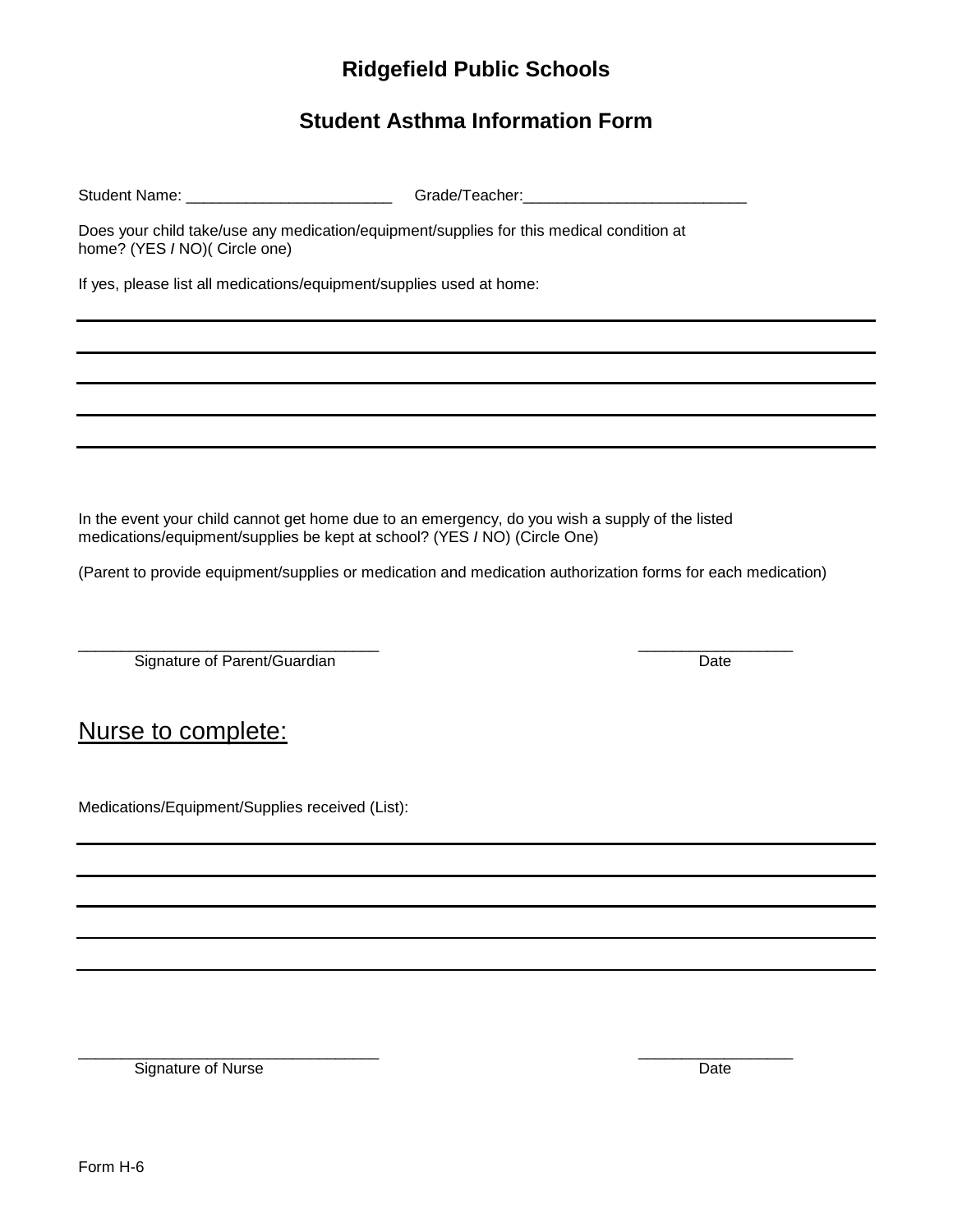# Ridgefield Public Schools

## Student Asthma Information Form

Student Name: ________________________ Grade/Teacher:__________________________

Does your child take/use any medication/equipment/supplies for this medical condition at home? (YES / NO)( Circle one)

If yes, please list all medications/equipment/supplies used at home:

______________________________________________________________________________

______________________________________________________________________________

______________________________________________________________________________

______________________________________________________________________________

______________________________________________________________________________

In the event your child cannot get home due to an emergency, do you wish a supply of the listed medications/equipment/supplies be kept at school? (YES / NO) (Circle One)

(Parent to provide equipment/supplies or medication and medication authorization forms for each medication)

__________________________________ __________________

Signature of Parent/Guardian Date

## Nurse to complete:

Medications/Equipment/Supplies received (List):

______________________________________________________________________________

______________________________________________________________________________

______________________________________________________________________________

______________________________________________________________________________

______________________________________________________________________________

__________________________________ __________________

Signature of Nurse Date

Form H-6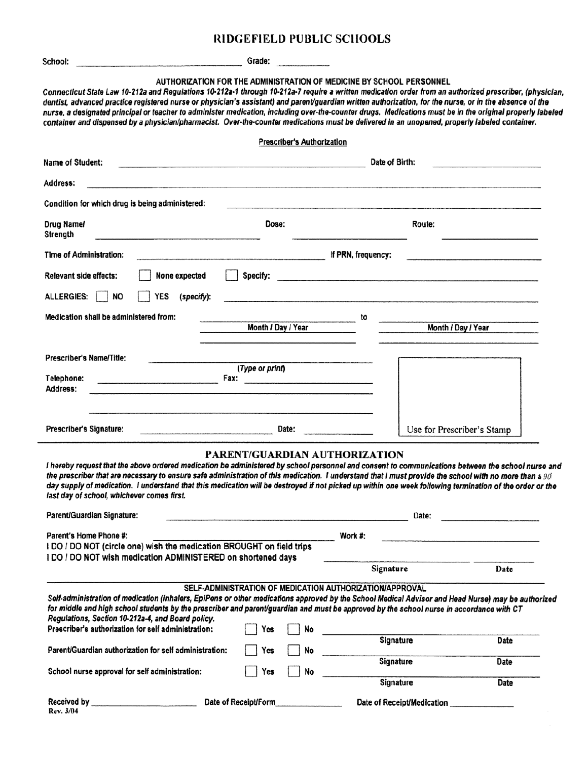# RIDGEFIELD PUBLIC SCHOOLS

School: ______________________________ Grade: __________

**AUTHORIZATION FOR THE ADMINISTRATION OF MEDICINE BY SCHOOL PERSONNEL**

*Connecticut State Law 10-212a and Regulations 10-212a-1 through 10-212a-7 require a written medication order from an authorized prescriber, (physician, dentist, advanced practice registered nurse or physician's assistant) and parent/guardian written authorization, for the nurse, or in the absence of the nurse, a designated principal or teacher to administer medication, including over-the-counter drugs. Medications must be in the original properly labeled container and dispensed by a physician/pharmacist. Over-the-counter medications must be delivered in an unopened, properly labeled container.*

## Prescriber's Authorization

Name of Student: ______________________________ Date of Birth: ______________

Address: ______________________________

Condition for which drug is being administered: ______________________________

Drug Name/ Strength ______________ Dose: ______________ Route: ______________

Time of Administration: ______________________________ If PRN, frequency: ______________

Relevant side effects: ☐ None expected ☐ Specify: ______________________________

ALLERGIES: ☐ NO ☐ YES (*specify*): ______________________________

Medication shall be administered from: ______________ to ______________

Month / Day / Year — Month / Day / Year

Prescriber's Name/Title: ______________________________ (*Type or print*)

Telephone: ______________ Fax: ______________

Address: ______________________________

Prescriber's Signature: ______________ Date: ______________

Use for Prescriber's Stamp

## PARENT/GUARDIAN AUTHORIZATION

*I hereby request that the above ordered medication be administered by school personnel and consent to communications between the school nurse and the prescriber that are necessary to ensure safe administration of this medication. I understand that I must provide the school with no more than a 90 day supply of medication. I understand that this medication will be destroyed if not picked up within one week following termination of the order or the last day of school, whichever comes first.*

Parent/Guardian Signature: ______________________________ Date: ______________

Parent's Home Phone #: ______________ Work #: ______________

I DO / DO NOT (circle one) wish the medication BROUGHT on field trips

I DO / DO NOT wish medication ADMINISTERED on shortened days

______________ Signature ______________ Date

## SELF-ADMINISTRATION OF MEDICATION AUTHORIZATION/APPROVAL

*Self-administration of medication (inhalers, EpiPens or other medications approved by the School Medical Advisor and Head Nurse) may be authorized for middle and high school students by the prescriber and parent/guardian and must be approved by the school nurse in accordance with CT Regulations, Section 10-212a-4, and Board policy.*

Prescriber's authorization for self administration: ☐ Yes ☐ No ______________ Signature ______________ Date

Parent/Guardian authorization for self administration: ☐ Yes ☐ No ______________ Signature ______________ Date

School nurse approval for self administration: ☐ Yes ☐ No ______________ Signature ______________ Date

Received by ______________ Date of Receipt/Form ______________ Date of Receipt/Medication ______________

Rev. 3/04